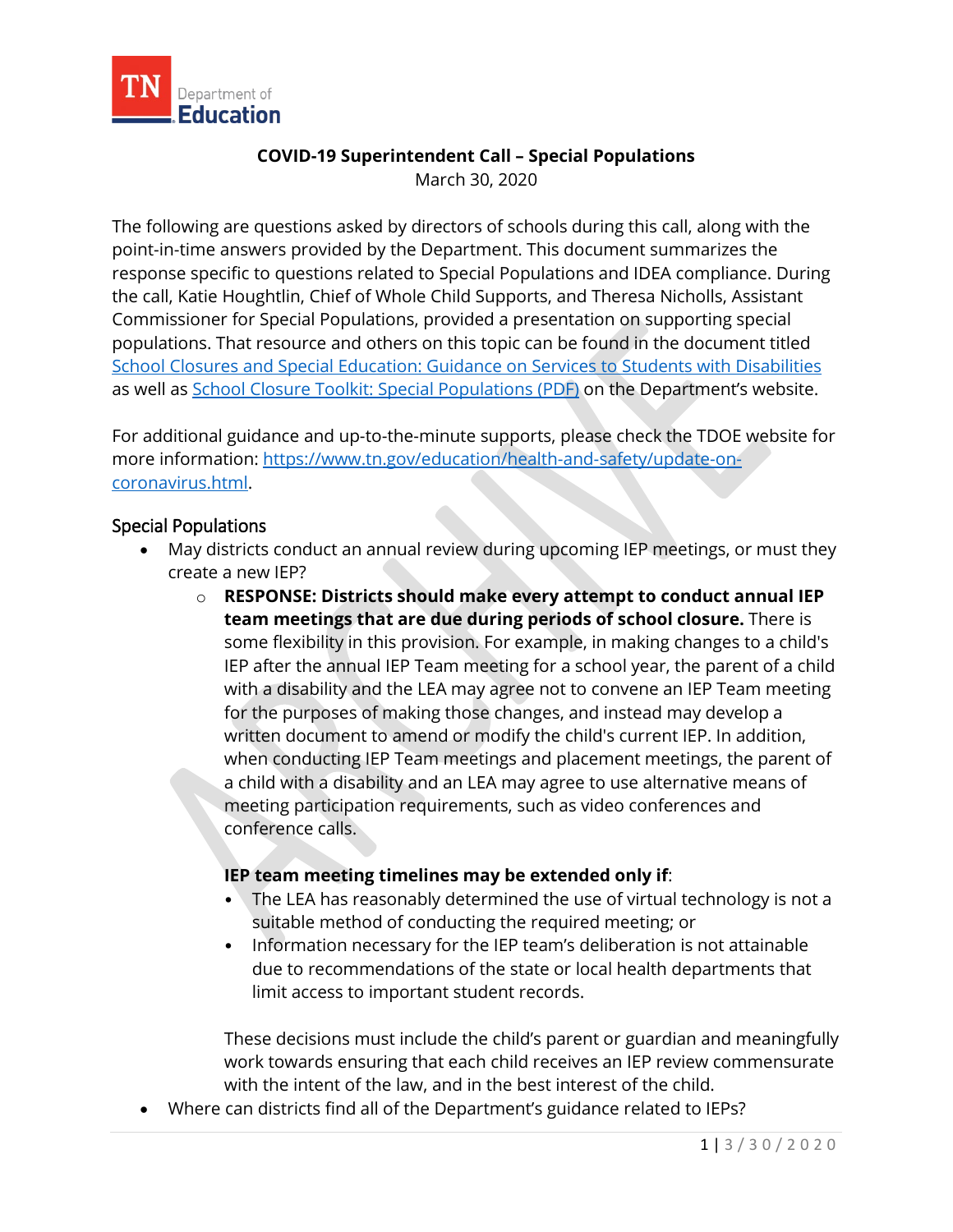TN Department of Education

**COVID-19 Superintendent Call – Special Populations**
March 30, 2020

The following are questions asked by directors of schools during this call, along with the point-in-time answers provided by the Department. This document summarizes the response specific to questions related to Special Populations and IDEA compliance. During the call, Katie Houghtlin, Chief of Whole Child Supports, and Theresa Nicholls, Assistant Commissioner for Special Populations, provided a presentation on supporting special populations. That resource and others on this topic can be found in the document titled [School Closures and Special Education: Guidance on Services to Students with Disabilities]() as well as [School Closure Toolkit: Special Populations (PDF)]() on the Department's website.

For additional guidance and up-to-the-minute supports, please check the TDOE website for more information: https://www.tn.gov/education/health-and-safety/update-on-coronavirus.html.

## Special Populations

- May districts conduct an annual review during upcoming IEP meetings, or must they create a new IEP?
    - **RESPONSE: Districts should make every attempt to conduct annual IEP team meetings that are due during periods of school closure.** There is some flexibility in this provision. For example, in making changes to a child's IEP after the annual IEP Team meeting for a school year, the parent of a child with a disability and the LEA may agree not to convene an IEP Team meeting for the purposes of making those changes, and instead may develop a written document to amend or modify the child's current IEP. In addition, when conducting IEP Team meetings and placement meetings, the parent of a child with a disability and an LEA may agree to use alternative means of meeting participation requirements, such as video conferences and conference calls.

      **IEP team meeting timelines may be extended only if**:
        - The LEA has reasonably determined the use of virtual technology is not a suitable method of conducting the required meeting; or
        - Information necessary for the IEP team's deliberation is not attainable due to recommendations of the state or local health departments that limit access to important student records.

      These decisions must include the child's parent or guardian and meaningfully work towards ensuring that each child receives an IEP review commensurate with the intent of the law, and in the best interest of the child.
- Where can districts find all of the Department's guidance related to IEPs?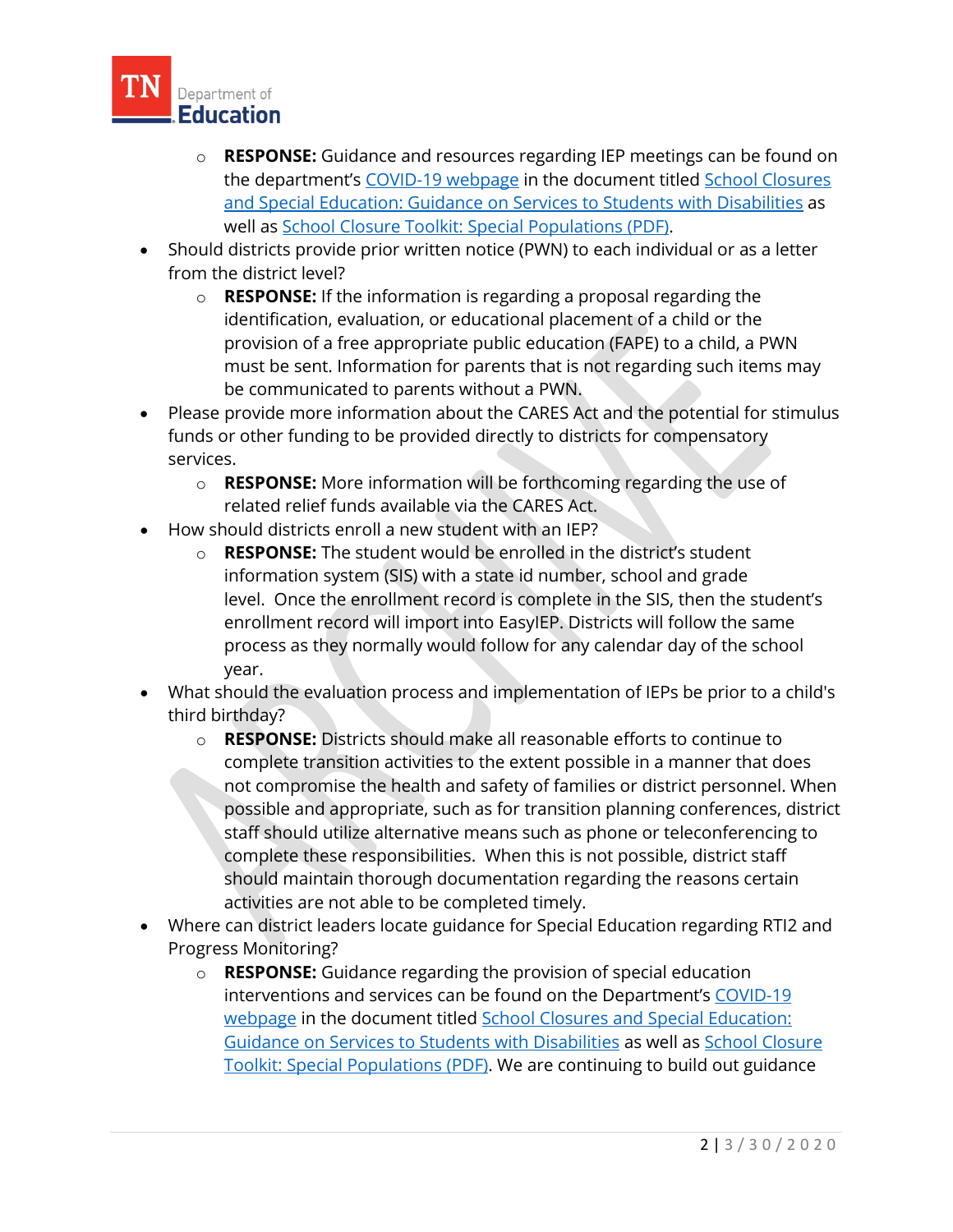- **RESPONSE:** Guidance and resources regarding IEP meetings can be found on the department's [COVID-19 webpage]() in the document titled [School Closures and Special Education: Guidance on Services to Students with Disabilities]() as well as [School Closure Toolkit: Special Populations (PDF)]().
- Should districts provide prior written notice (PWN) to each individual or as a letter from the district level?
    - **RESPONSE:** If the information is regarding a proposal regarding the identification, evaluation, or educational placement of a child or the provision of a free appropriate public education (FAPE) to a child, a PWN must be sent. Information for parents that is not regarding such items may be communicated to parents without a PWN.
- Please provide more information about the CARES Act and the potential for stimulus funds or other funding to be provided directly to districts for compensatory services.
    - **RESPONSE:** More information will be forthcoming regarding the use of related relief funds available via the CARES Act.
- How should districts enroll a new student with an IEP?
    - **RESPONSE:** The student would be enrolled in the district's student information system (SIS) with a state id number, school and grade level. Once the enrollment record is complete in the SIS, then the student's enrollment record will import into EasyIEP. Districts will follow the same process as they normally would follow for any calendar day of the school year.
- What should the evaluation process and implementation of IEPs be prior to a child's third birthday?
    - **RESPONSE:** Districts should make all reasonable efforts to continue to complete transition activities to the extent possible in a manner that does not compromise the health and safety of families or district personnel. When possible and appropriate, such as for transition planning conferences, district staff should utilize alternative means such as phone or teleconferencing to complete these responsibilities. When this is not possible, district staff should maintain thorough documentation regarding the reasons certain activities are not able to be completed timely.
- Where can district leaders locate guidance for Special Education regarding RTI2 and Progress Monitoring?
    - **RESPONSE:** Guidance regarding the provision of special education interventions and services can be found on the Department's [COVID-19 webpage]() in the document titled [School Closures and Special Education: Guidance on Services to Students with Disabilities]() as well as [School Closure Toolkit: Special Populations (PDF)](). We are continuing to build out guidance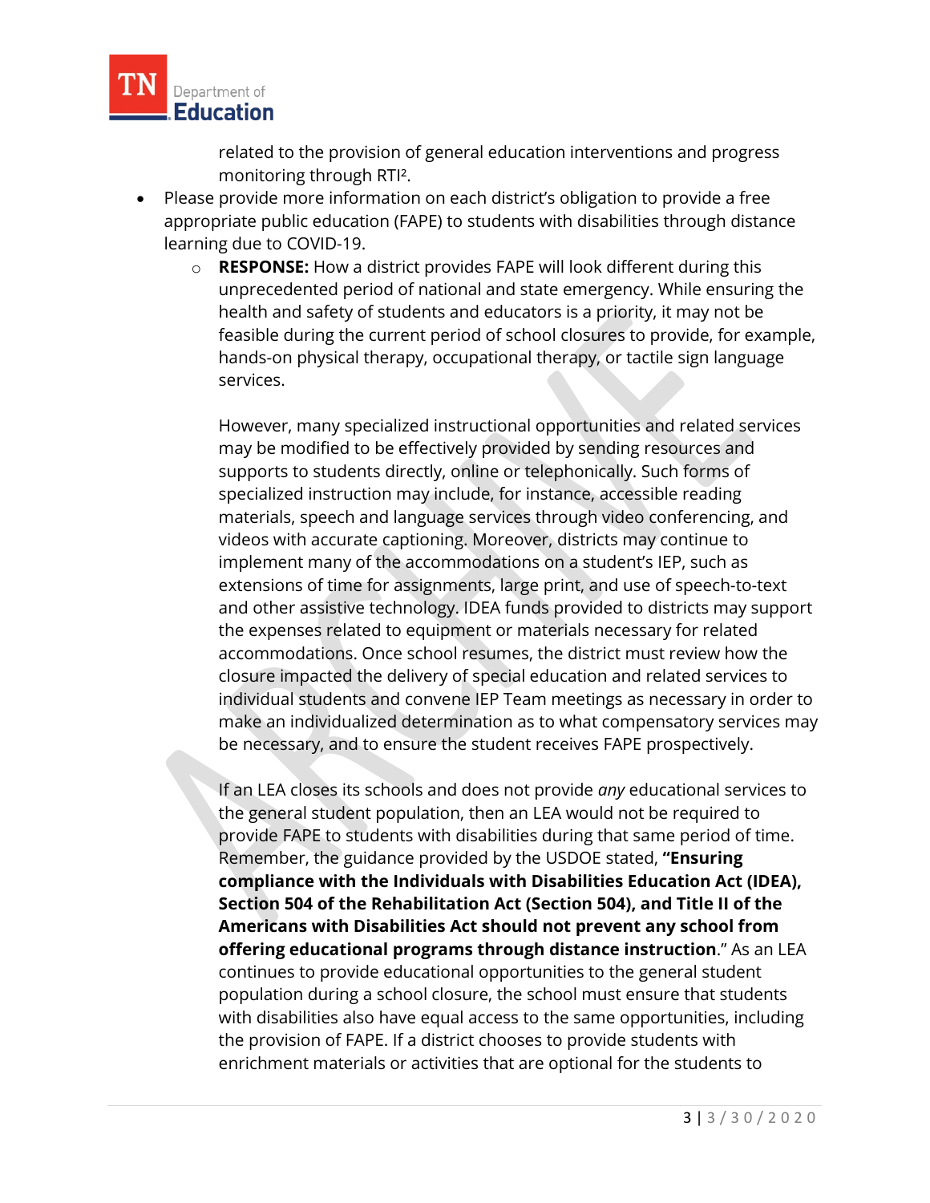related to the provision of general education interventions and progress monitoring through RTI².

- Please provide more information on each district's obligation to provide a free appropriate public education (FAPE) to students with disabilities through distance learning due to COVID-19.
    - **RESPONSE:** How a district provides FAPE will look different during this unprecedented period of national and state emergency. While ensuring the health and safety of students and educators is a priority, it may not be feasible during the current period of school closures to provide, for example, hands-on physical therapy, occupational therapy, or tactile sign language services.

      However, many specialized instructional opportunities and related services may be modified to be effectively provided by sending resources and supports to students directly, online or telephonically. Such forms of specialized instruction may include, for instance, accessible reading materials, speech and language services through video conferencing, and videos with accurate captioning. Moreover, districts may continue to implement many of the accommodations on a student's IEP, such as extensions of time for assignments, large print, and use of speech-to-text and other assistive technology. IDEA funds provided to districts may support the expenses related to equipment or materials necessary for related accommodations. Once school resumes, the district must review how the closure impacted the delivery of special education and related services to individual students and convene IEP Team meetings as necessary in order to make an individualized determination as to what compensatory services may be necessary, and to ensure the student receives FAPE prospectively.

      If an LEA closes its schools and does not provide *any* educational services to the general student population, then an LEA would not be required to provide FAPE to students with disabilities during that same period of time. Remember, the guidance provided by the USDOE stated, **"Ensuring compliance with the Individuals with Disabilities Education Act (IDEA), Section 504 of the Rehabilitation Act (Section 504), and Title II of the Americans with Disabilities Act should not prevent any school from offering educational programs through distance instruction**." As an LEA continues to provide educational opportunities to the general student population during a school closure, the school must ensure that students with disabilities also have equal access to the same opportunities, including the provision of FAPE. If a district chooses to provide students with enrichment materials or activities that are optional for the students to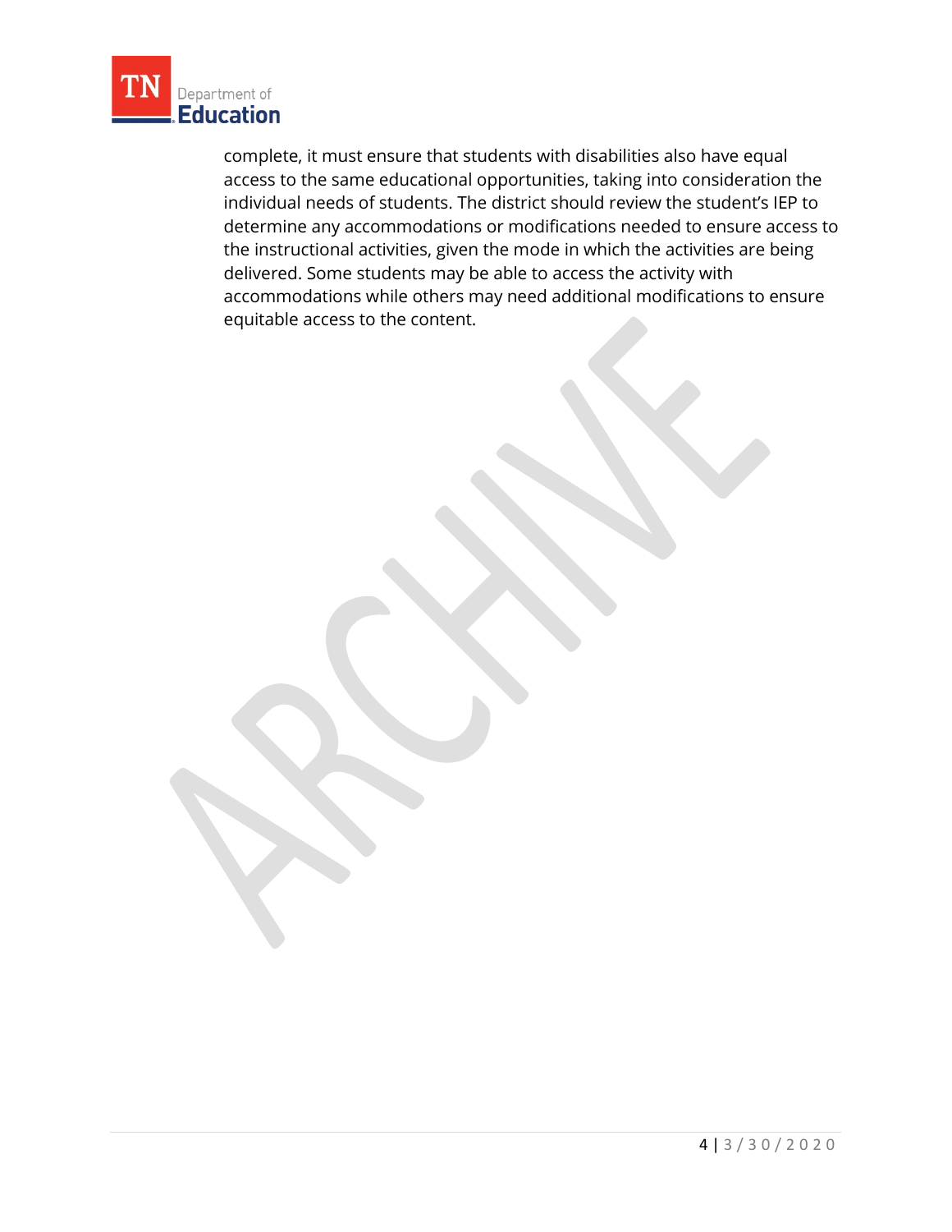complete, it must ensure that students with disabilities also have equal access to the same educational opportunities, taking into consideration the individual needs of students. The district should review the student's IEP to determine any accommodations or modifications needed to ensure access to the instructional activities, given the mode in which the activities are being delivered. Some students may be able to access the activity with accommodations while others may need additional modifications to ensure equitable access to the content.